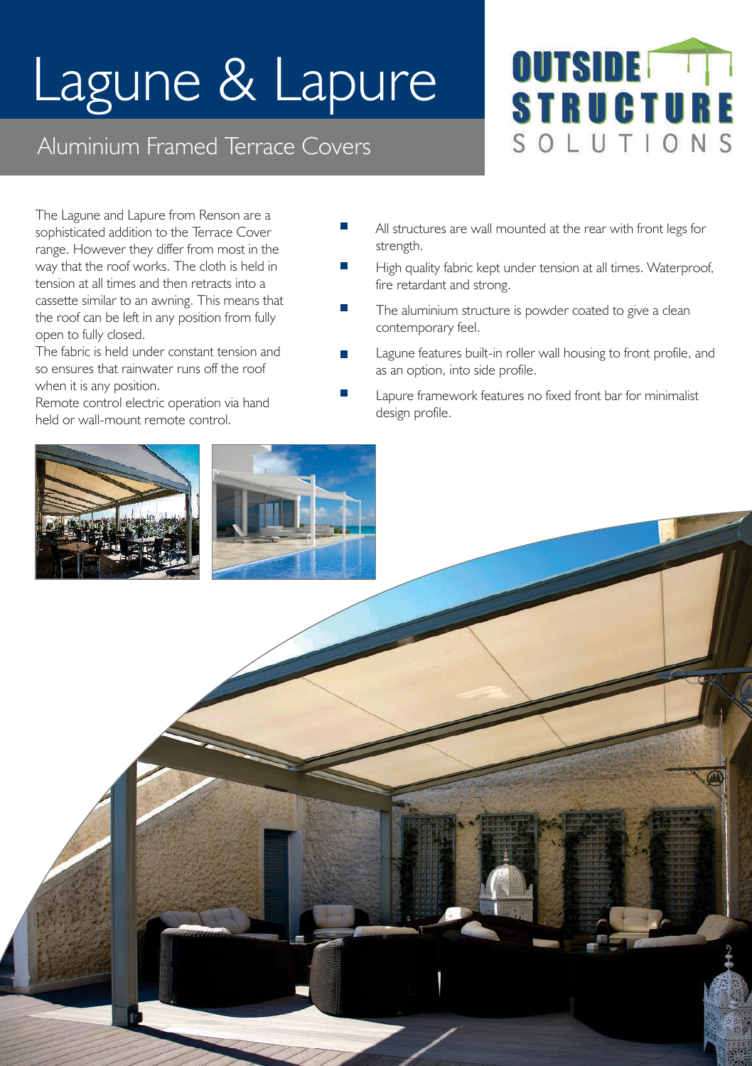# Lagune & Lapure

## Aluminium Framed Terrace Covers

OUTSIDE STRUCTURE SOLUTIONS

The Lagune and Lapure from Renson are a sophisticated addition to the Terrace Cover range. However they differ from most in the way that the roof works. The cloth is held in tension at all times and then retracts into a cassette similar to an awning. This means that the roof can be left in any position from fully open to fully closed.

The fabric is held under constant tension and so ensures that rainwater runs off the roof when it is any position.

Remote control electric operation via hand held or wall-mount remote control.

- All structures are wall mounted at the rear with front legs for strength.
- High quality fabric kept under tension at all times. Waterproof, fire retardant and strong.
- The aluminium structure is powder coated to give a clean contemporary feel.
- Lagune features built-in roller wall housing to front profile, and as an option, into side profile.
- Lapure framework features no fixed front bar for minimalist design profile.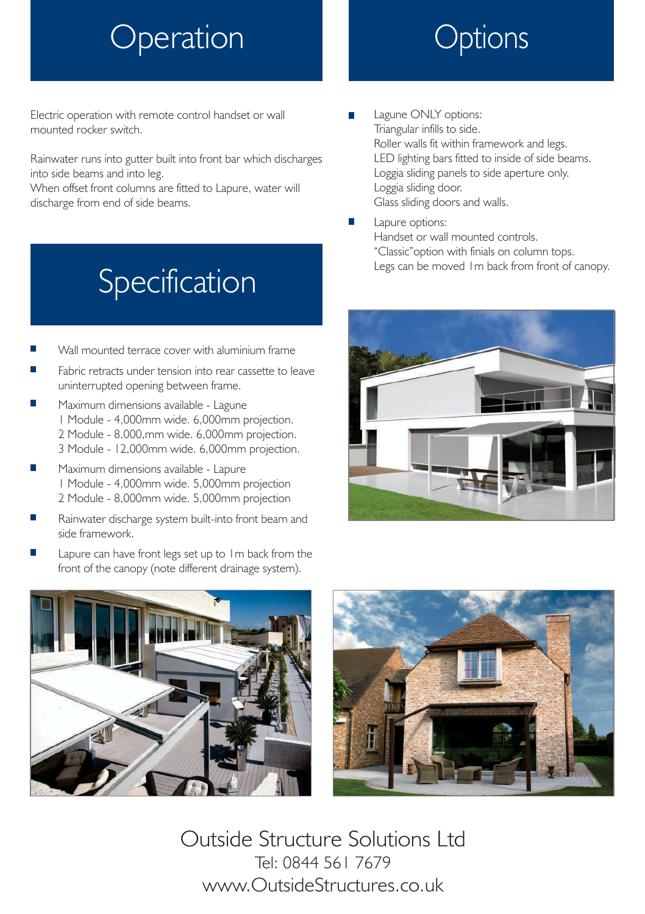# Operation

Electric operation with remote control handset or wall mounted rocker switch.

Rainwater runs into gutter built into front bar which discharges into side beams and into leg.
When offset front columns are fitted to Lapure, water will discharge from end of side beams.

# Specification

- Wall mounted terrace cover with aluminium frame
- Fabric retracts under tension into rear cassette to leave uninterrupted opening between frame.
- Maximum dimensions available - Lagune
  1 Module - 4,000mm wide. 6,000mm projection.
  2 Module - 8,000,mm wide. 6,000mm projection.
  3 Module - 12,000mm wide. 6,000mm projection.
- Maximum dimensions available - Lapure
  1 Module - 4,000mm wide. 5,000mm projection
  2 Module - 8,000mm wide. 5,000mm projection
- Rainwater discharge system built-into front beam and side framework.
- Lapure can have front legs set up to 1m back from the front of the canopy (note different drainage system).

# Options

- Lagune ONLY options:
  Triangular infills to side.
  Roller walls fit within framework and legs.
  LED lighting bars fitted to inside of side beams.
  Loggia sliding panels to side aperture only.
  Loggia sliding door.
  Glass sliding doors and walls.
- Lapure options:
  Handset or wall mounted controls.
  "Classic" option with finials on column tops.
  Legs can be moved 1m back from front of canopy.

Outside Structure Solutions Ltd
Tel: 0844 561 7679
www.OutsideStructures.co.uk